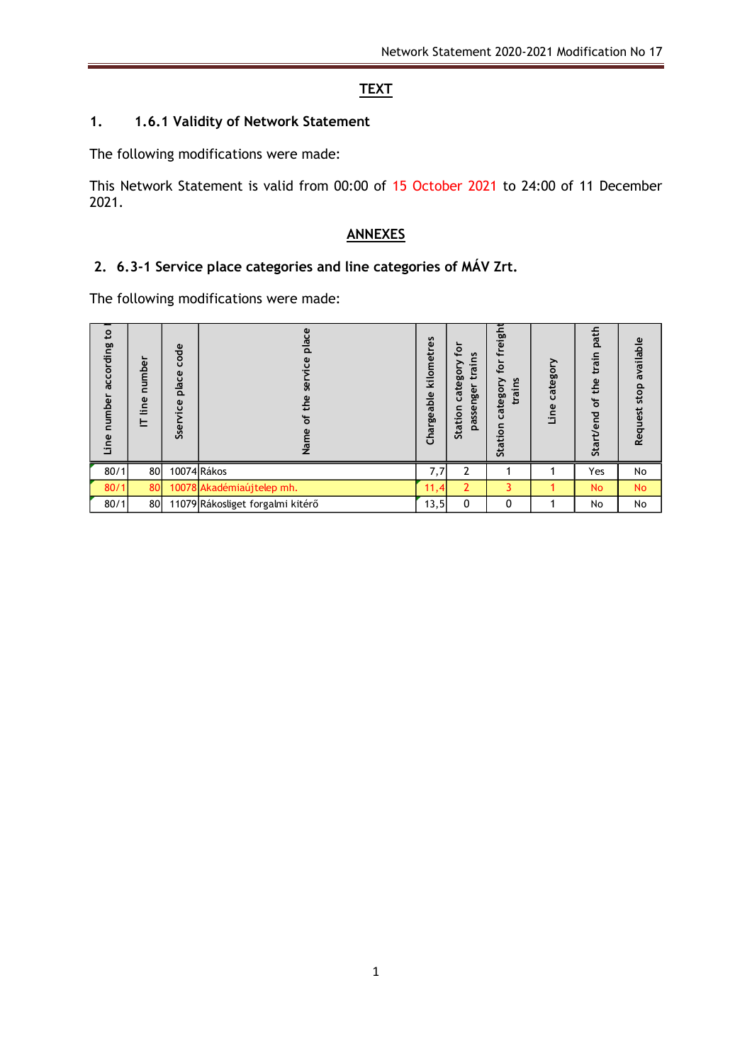## TEXT

### 1. 1.6.1 Validity of Network Statement

The following modifications were made:

This Network Statement is valid from 00:00 of 15 October 2021 to 24:00 of 11 December 2021.

## ANNEXES

### 2. 6.3-1 Service place categories and line categories of MÁV Zrt.

The following modifications were made:

| Line number according to I | IT line number | Sservice place code | Name of the service place | Chargeable kilometres | Station category for passenger trains | Station category for freight trains | Line category | Start/end of the train path | Request stop available |
|---|---|---|---|---|---|---|---|---|---|
| 80/1 | 80 | 10074 | Rákos | 7,7 | 2 | 1 | 1 | Yes | No |
| 80/1 | 80 | 10078 | Akadémiaújtelep mh. | 11,4 | 2 | 3 | 1 | No | No |
| 80/1 | 80 | 11079 | Rákosliget forgalmi kitérő | 13,5 | 0 | 0 | 1 | No | No |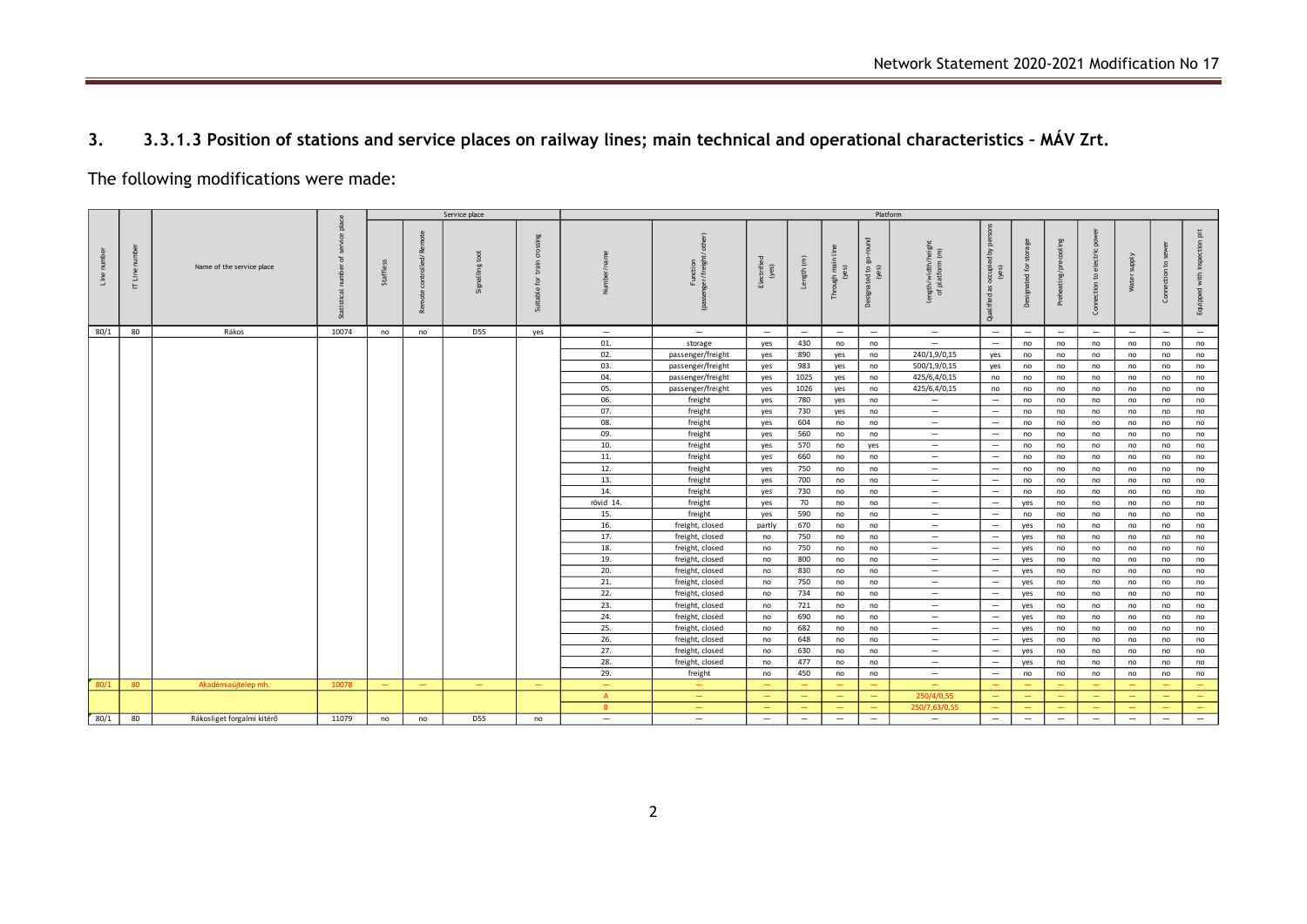## 3. 3.3.1.3 Position of stations and service places on railway lines; main technical and operational characteristics – MÁV Zrt.

The following modifications were made:

| Line number | IT Line number | Name of the service place | Statistical number of service place | Service place | | | | Platform | | | | | | | | | | | | | | |
|---|---|---|---|---|---|---|---|---|---|---|---|---|---|---|---|---|---|---|---|---|---|---|
| | | | | Staffless | Remote controlled/Remote | Signalling tool | Suitable for train crossing | Number/name | Function (passenger/freight/other) | Electrified (yes) | Length (m) | Through main line (yes) | Designated to go-round (yes) | length/width/height of platform (m) | Qualified as occupied by persons (yes) | Designated for storage | Preheating/precooling | Connection to electric power | Water supply | Connection to sewer | Equipped with inspection pit |
| 80/1 | 80 | Rákos | 10074 | no | no | D55 | yes | — | — | — | — | — | — | — | — | — | — | — | — | — | — |
| | | | | | | | | 01. | storage | yes | 430 | no | no | — | — | no | no | no | no | no | no |
| | | | | | | | | 02. | passenger/freight | yes | 890 | yes | no | 240/1,9/0,15 | yes | no | no | no | no | no | no |
| | | | | | | | | 03. | passenger/freight | yes | 983 | yes | no | 500/1,9/0,15 | yes | no | no | no | no | no | no |
| | | | | | | | | 04. | passenger/freight | yes | 1025 | yes | no | 425/6,4/0,15 | no | no | no | no | no | no | no |
| | | | | | | | | 05. | passenger/freight | yes | 1026 | yes | no | 425/6,4/0,15 | no | no | no | no | no | no | no |
| | | | | | | | | 06. | freight | yes | 780 | yes | no | — | — | no | no | no | no | no | no |
| | | | | | | | | 07. | freight | yes | 730 | yes | no | — | — | no | no | no | no | no | no |
| | | | | | | | | 08. | freight | yes | 604 | no | no | — | — | no | no | no | no | no | no |
| | | | | | | | | 09. | freight | yes | 560 | no | no | — | — | no | no | no | no | no | no |
| | | | | | | | | 10. | freight | yes | 570 | no | yes | — | — | no | no | no | no | no | no |
| | | | | | | | | 11. | freight | yes | 660 | no | no | — | — | no | no | no | no | no | no |
| | | | | | | | | 12. | freight | yes | 750 | no | no | — | — | no | no | no | no | no | no |
| | | | | | | | | 13. | freight | yes | 700 | no | no | — | — | no | no | no | no | no | no |
| | | | | | | | | 14. | freight | yes | 730 | no | no | — | — | no | no | no | no | no | no |
| | | | | | | | | rövid 14. | freight | yes | 70 | no | no | — | — | yes | no | no | no | no | no |
| | | | | | | | | 15. | freight | yes | 590 | no | no | — | — | no | no | no | no | no | no |
| | | | | | | | | 16. | freight, closed | partly | 670 | no | no | — | — | yes | no | no | no | no | no |
| | | | | | | | | 17. | freight, closed | no | 750 | no | no | — | — | yes | no | no | no | no | no |
| | | | | | | | | 18. | freight, closed | no | 750 | no | no | — | — | yes | no | no | no | no | no |
| | | | | | | | | 19. | freight, closed | no | 800 | no | no | — | — | yes | no | no | no | no | no |
| | | | | | | | | 20. | freight, closed | no | 830 | no | no | — | — | yes | no | no | no | no | no |
| | | | | | | | | 21. | freight, closed | no | 750 | no | no | — | — | yes | no | no | no | no | no |
| | | | | | | | | 22. | freight, closed | no | 734 | no | no | — | — | yes | no | no | no | no | no |
| | | | | | | | | 23. | freight, closed | no | 721 | no | no | — | — | yes | no | no | no | no | no |
| | | | | | | | | 24. | freight, closed | no | 690 | no | no | — | — | yes | no | no | no | no | no |
| | | | | | | | | 25. | freight, closed | no | 682 | no | no | — | — | yes | no | no | no | no | no |
| | | | | | | | | 26. | freight, closed | no | 648 | no | no | — | — | yes | no | no | no | no | no |
| | | | | | | | | 27. | freight, closed | no | 630 | no | no | — | — | yes | no | no | no | no | no |
| | | | | | | | | 28. | freight, closed | no | 477 | no | no | — | — | yes | no | no | no | no | no |
| | | | | | | | | 29. | freight | no | 450 | no | no | — | — | no | no | no | no | no | no |
| 80/1 | 80 | Akadémiaújtelep mh. | 10078 | — | — | — | — | — | — | — | — | — | — | — | — | — | — | — | — | — | — |
| | | | | | | | | A | — | — | — | — | — | 250/4/0,55 | — | — | — | — | — | — | — |
| | | | | | | | | B | — | — | — | — | — | 250/7,63/0,55 | — | — | — | — | — | — | — |
| 80/1 | 80 | Rákosliget forgalmi kitérő | 11079 | no | no | D55 | no | — | — | — | — | — | — | — | — | — | — | — | — | — | — |